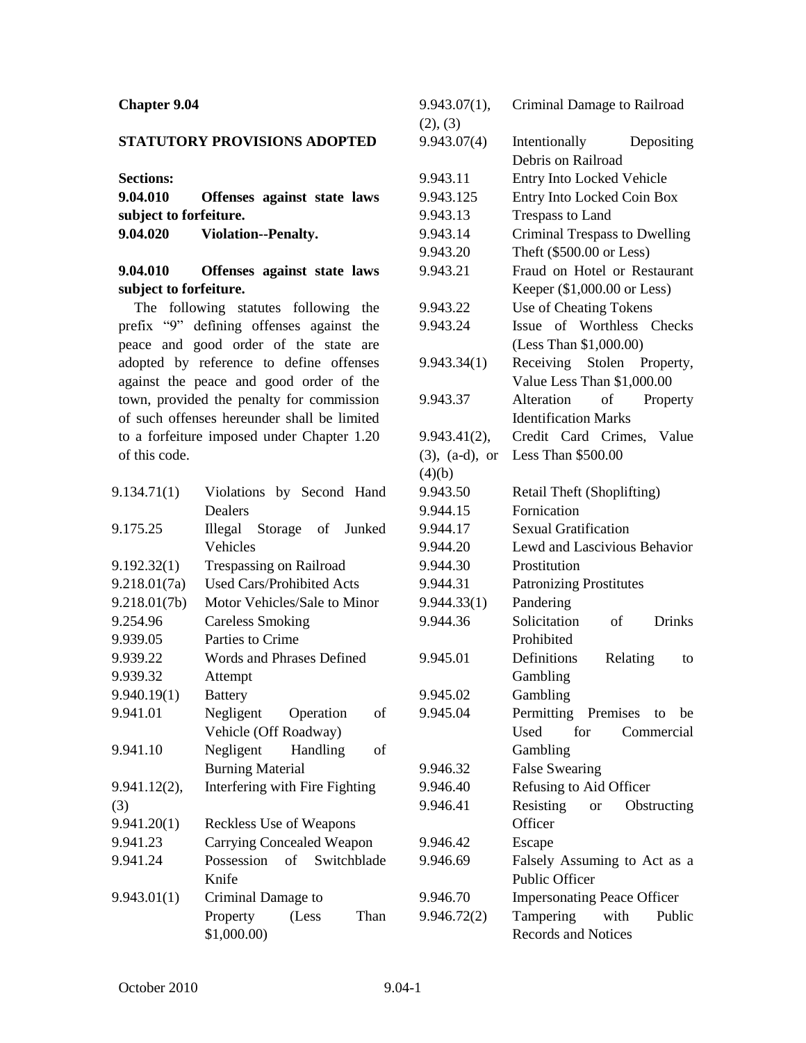## Chapter 9.04

## STATUTORY PROVISIONS ADOPTED

**Sections:**

**9.04.010 Offenses against state laws subject to forfeiture.**

**9.04.020 Violation--Penalty.**

### 9.04.010 Offenses against state laws subject to forfeiture.

The following statutes following the prefix "9" defining offenses against the peace and good order of the state are adopted by reference to define offenses against the peace and good order of the town, provided the penalty for commission of such offenses hereunder shall be limited to a forfeiture imposed under Chapter 1.20 of this code.

| | |
|---|---|
| 9.134.71(1) | Violations by Second Hand Dealers |
| 9.175.25 | Illegal Storage of Junked Vehicles |
| 9.192.32(1) | Trespassing on Railroad |
| 9.218.01(7a) | Used Cars/Prohibited Acts |
| 9.218.01(7b) | Motor Vehicles/Sale to Minor |
| 9.254.96 | Careless Smoking |
| 9.939.05 | Parties to Crime |
| 9.939.22 | Words and Phrases Defined |
| 9.939.32 | Attempt |
| 9.940.19(1) | Battery |
| 9.941.01 | Negligent Operation of Vehicle (Off Roadway) |
| 9.941.10 | Negligent Handling of Burning Material |
| 9.941.12(2), (3) | Interfering with Fire Fighting |
| 9.941.20(1) | Reckless Use of Weapons |
| 9.941.23 | Carrying Concealed Weapon |
| 9.941.24 | Possession of Switchblade Knife |
| 9.943.01(1) | Criminal Damage to Property (Less Than $1,000.00) |
| 9.943.07(1), (2), (3) | Criminal Damage to Railroad |
| 9.943.07(4) | Intentionally Depositing Debris on Railroad |
| 9.943.11 | Entry Into Locked Vehicle |
| 9.943.125 | Entry Into Locked Coin Box |
| 9.943.13 | Trespass to Land |
| 9.943.14 | Criminal Trespass to Dwelling |
| 9.943.20 | Theft ($500.00 or Less) |
| 9.943.21 | Fraud on Hotel or Restaurant Keeper ($1,000.00 or Less) |
| 9.943.22 | Use of Cheating Tokens |
| 9.943.24 | Issue of Worthless Checks (Less Than $1,000.00) |
| 9.943.34(1) | Receiving Stolen Property, Value Less Than $1,000.00 |
| 9.943.37 | Alteration of Property Identification Marks |
| 9.943.41(2), (3), (a-d), or (4)(b) | Credit Card Crimes, Value Less Than $500.00 |
| 9.943.50 | Retail Theft (Shoplifting) |
| 9.944.15 | Fornication |
| 9.944.17 | Sexual Gratification |
| 9.944.20 | Lewd and Lascivious Behavior |
| 9.944.30 | Prostitution |
| 9.944.31 | Patronizing Prostitutes |
| 9.944.33(1) | Pandering |
| 9.944.36 | Solicitation of Drinks Prohibited |
| 9.945.01 | Definitions Relating to Gambling |
| 9.945.02 | Gambling |
| 9.945.04 | Permitting Premises to be Used for Commercial Gambling |
| 9.946.32 | False Swearing |
| 9.946.40 | Refusing to Aid Officer |
| 9.946.41 | Resisting or Obstructing Officer |
| 9.946.42 | Escape |
| 9.946.69 | Falsely Assuming to Act as a Public Officer |
| 9.946.70 | Impersonating Peace Officer |
| 9.946.72(2) | Tampering with Public Records and Notices |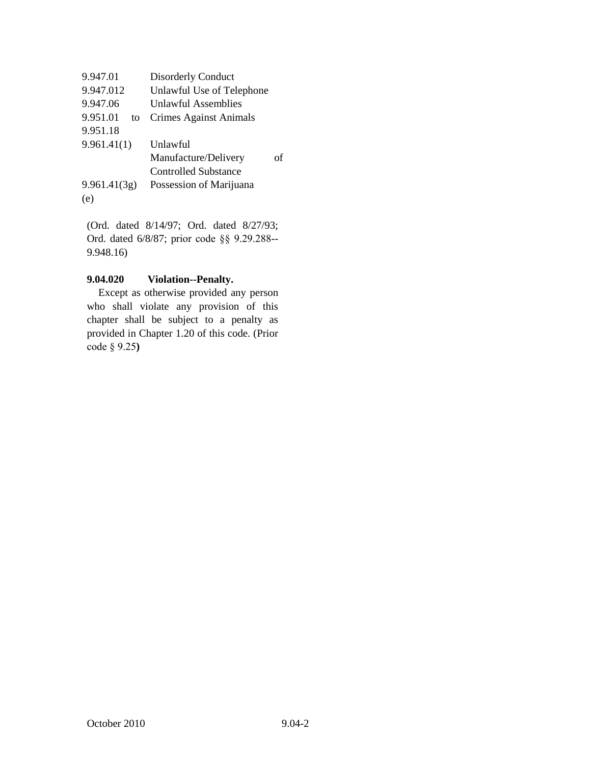| | |
|---|---|
| 9.947.01 | Disorderly Conduct |
| 9.947.012 | Unlawful Use of Telephone |
| 9.947.06 | Unlawful Assemblies |
| 9.951.01 to 9.951.18 | Crimes Against Animals |
| 9.961.41(1) | Unlawful Manufacture/Delivery of Controlled Substance |
| 9.961.41(3g)(e) | Possession of Marijuana |

(Ord. dated 8/14/97; Ord. dated 8/27/93; Ord. dated 6/8/87; prior code §§ 9.29.288--9.948.16)

**9.04.020 Violation--Penalty.**

Except as otherwise provided any person who shall violate any provision of this chapter shall be subject to a penalty as provided in Chapter 1.20 of this code. (Prior code § 9.25)